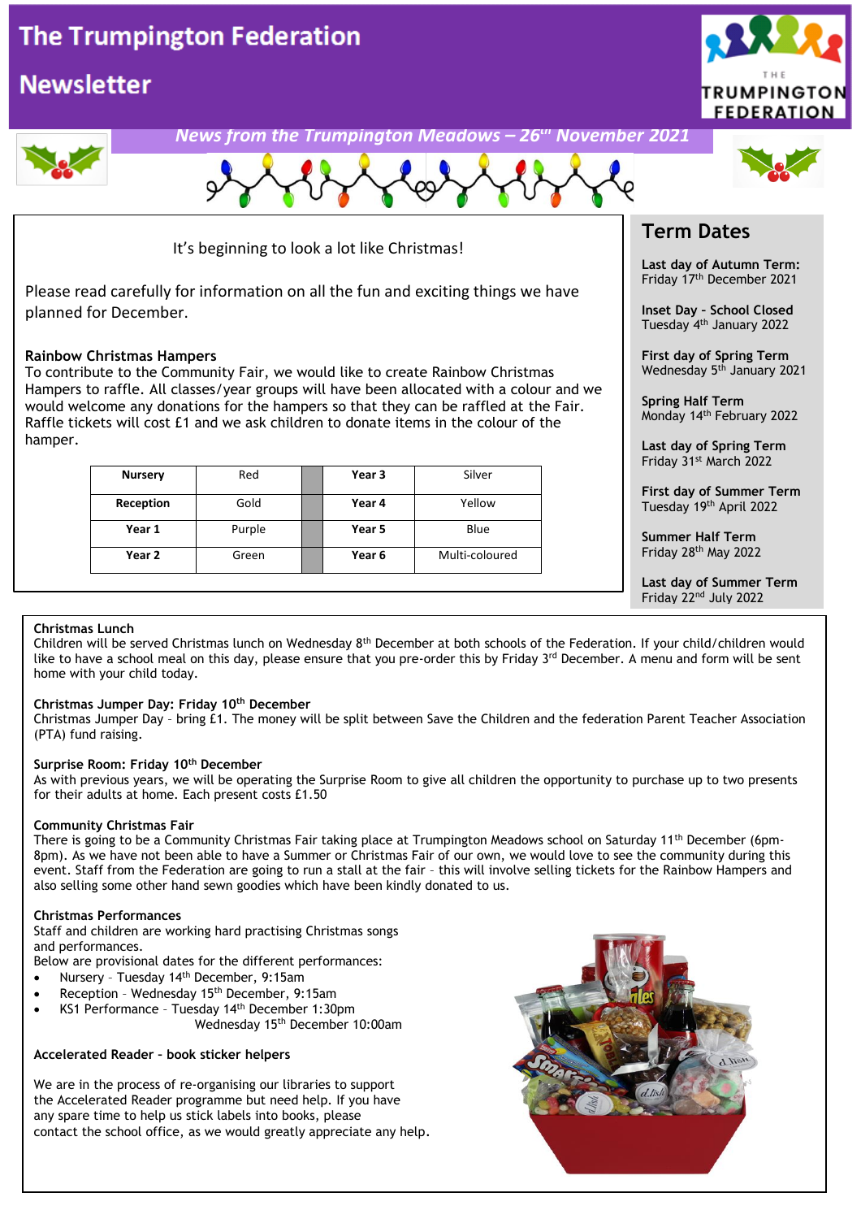# The Trumpington Federation

# Newsletter

*News from the Trumpington Meadows – 26th November 2021*

It's beginning to look a lot like Christmas!

Please read carefully for information on all the fun and exciting things we have planned for December.

**Rainbow Christmas Hampers**

To contribute to the Community Fair, we would like to create Rainbow Christmas Hampers to raffle. All classes/year groups will have been allocated with a colour and we would welcome any donations for the hampers so that they can be raffled at the Fair. Raffle tickets will cost £1 and we ask children to donate items in the colour of the hamper.

| Class | Colour | | Class | Colour |
|---|---|---|---|---|
| **Nursery** | Red | | **Year 3** | Silver |
| **Reception** | Gold | | **Year 4** | Yellow |
| **Year 1** | Purple | | **Year 5** | Blue |
| **Year 2** | Green | | **Year 6** | Multi-coloured |

## Term Dates

**Last day of Autumn Term:**
Friday 17th December 2021

**Inset Day - School Closed**
Tuesday 4th January 2022

**First day of Spring Term**
Wednesday 5th January 2021

**Spring Half Term**
Monday 14th February 2022

**Last day of Spring Term**
Friday 31st March 2022

**First day of Summer Term**
Tuesday 19th April 2022

**Summer Half Term**
Friday 28th May 2022

**Last day of Summer Term**
Friday 22nd July 2022

**Christmas Lunch**

Children will be served Christmas lunch on Wednesday 8th December at both schools of the Federation. If your child/children would like to have a school meal on this day, please ensure that you pre-order this by Friday 3rd December. A menu and form will be sent home with your child today.

**Christmas Jumper Day: Friday 10th December**

Christmas Jumper Day – bring £1. The money will be split between Save the Children and the federation Parent Teacher Association (PTA) fund raising.

**Surprise Room: Friday 10th December**

As with previous years, we will be operating the Surprise Room to give all children the opportunity to purchase up to two presents for their adults at home. Each present costs £1.50

**Community Christmas Fair**

There is going to be a Community Christmas Fair taking place at Trumpington Meadows school on Saturday 11th December (6pm-8pm). As we have not been able to have a Summer or Christmas Fair of our own, we would love to see the community during this event. Staff from the Federation are going to run a stall at the fair – this will involve selling tickets for the Rainbow Hampers and also selling some other hand sewn goodies which have been kindly donated to us.

**Christmas Performances**

Staff and children are working hard practising Christmas songs and performances.
Below are provisional dates for the different performances:

- Nursery – Tuesday 14th December, 9:15am
- Reception – Wednesday 15th December, 9:15am
- KS1 Performance – Tuesday 14th December 1:30pm
  Wednesday 15th December 10:00am

**Accelerated Reader - book sticker helpers**

We are in the process of re-organising our libraries to support the Accelerated Reader programme but need help. If you have any spare time to help us stick labels into books, please contact the school office, as we would greatly appreciate any help.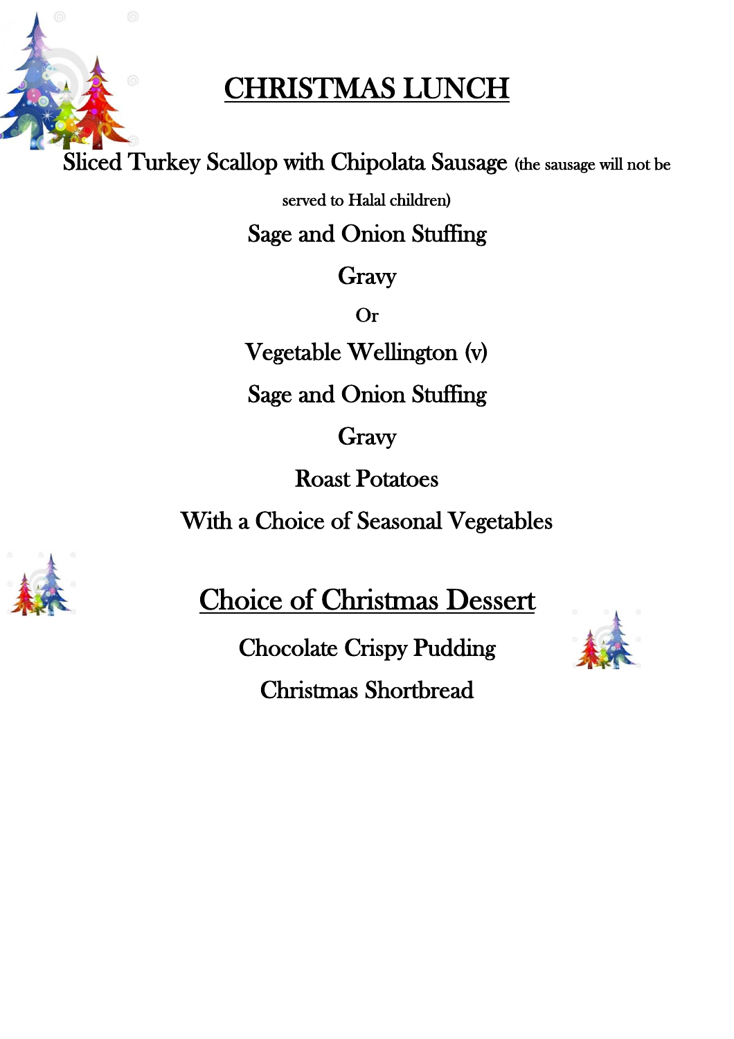# CHRISTMAS LUNCH

Sliced Turkey Scallop with Chipolata Sausage (the sausage will not be served to Halal children)

Sage and Onion Stuffing

Gravy

Or

Vegetable Wellington (v)

Sage and Onion Stuffing

Gravy

Roast Potatoes

With a Choice of Seasonal Vegetables

## Choice of Christmas Dessert

Chocolate Crispy Pudding

Christmas Shortbread